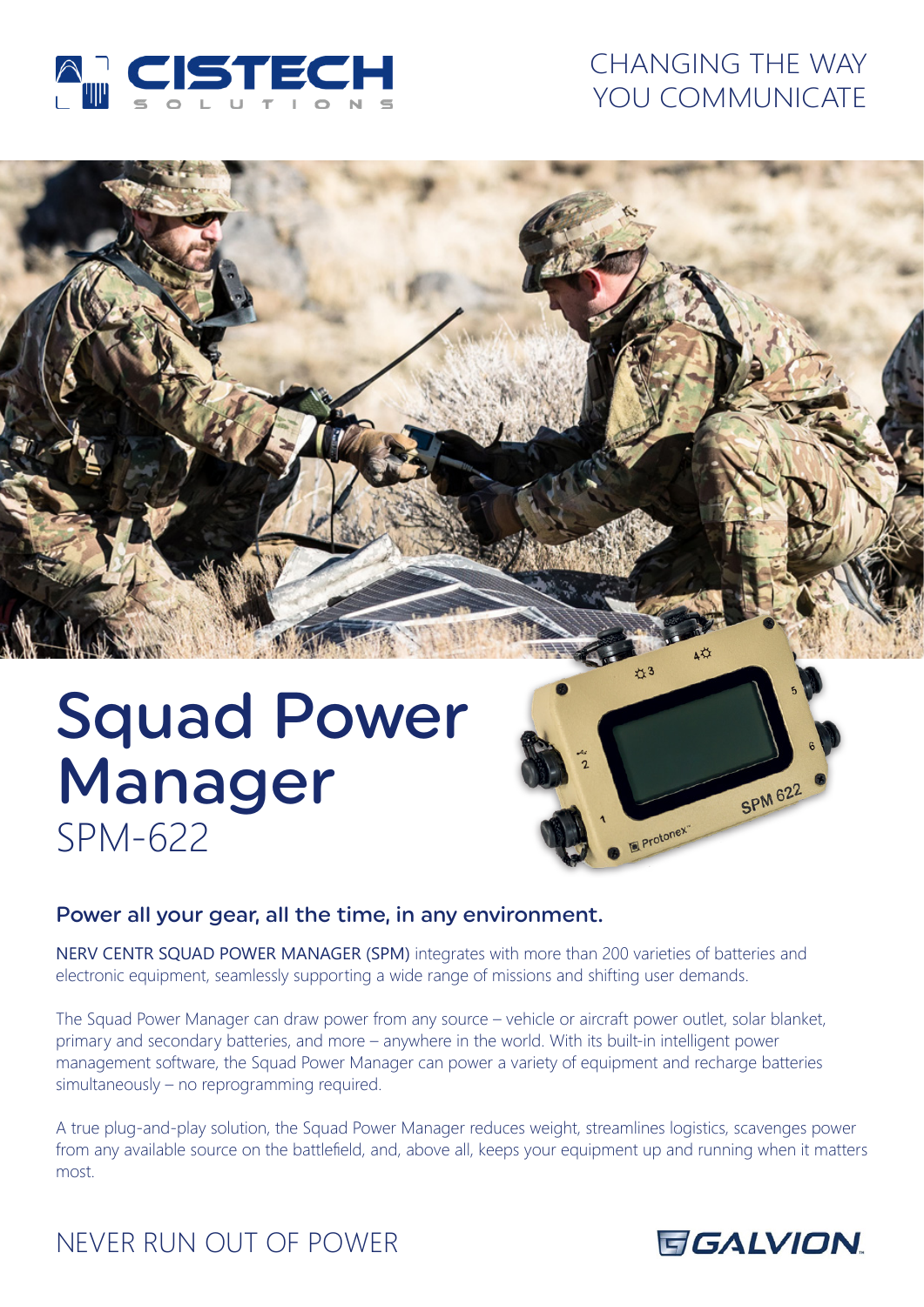CISTECH SOLUTIONS

CHANGING THE WAY YOU COMMUNICATE

# Squad Power Manager

SPM-622

## Power all your gear, all the time, in any environment.

NERV CENTR SQUAD POWER MANAGER (SPM) integrates with more than 200 varieties of batteries and electronic equipment, seamlessly supporting a wide range of missions and shifting user demands.

The Squad Power Manager can draw power from any source – vehicle or aircraft power outlet, solar blanket, primary and secondary batteries, and more – anywhere in the world. With its built-in intelligent power management software, the Squad Power Manager can power a variety of equipment and recharge batteries simultaneously – no reprogramming required.

A true plug-and-play solution, the Squad Power Manager reduces weight, streamlines logistics, scavenges power from any available source on the battlefield, and, above all, keeps your equipment up and running when it matters most.

NEVER RUN OUT OF POWER

GALVION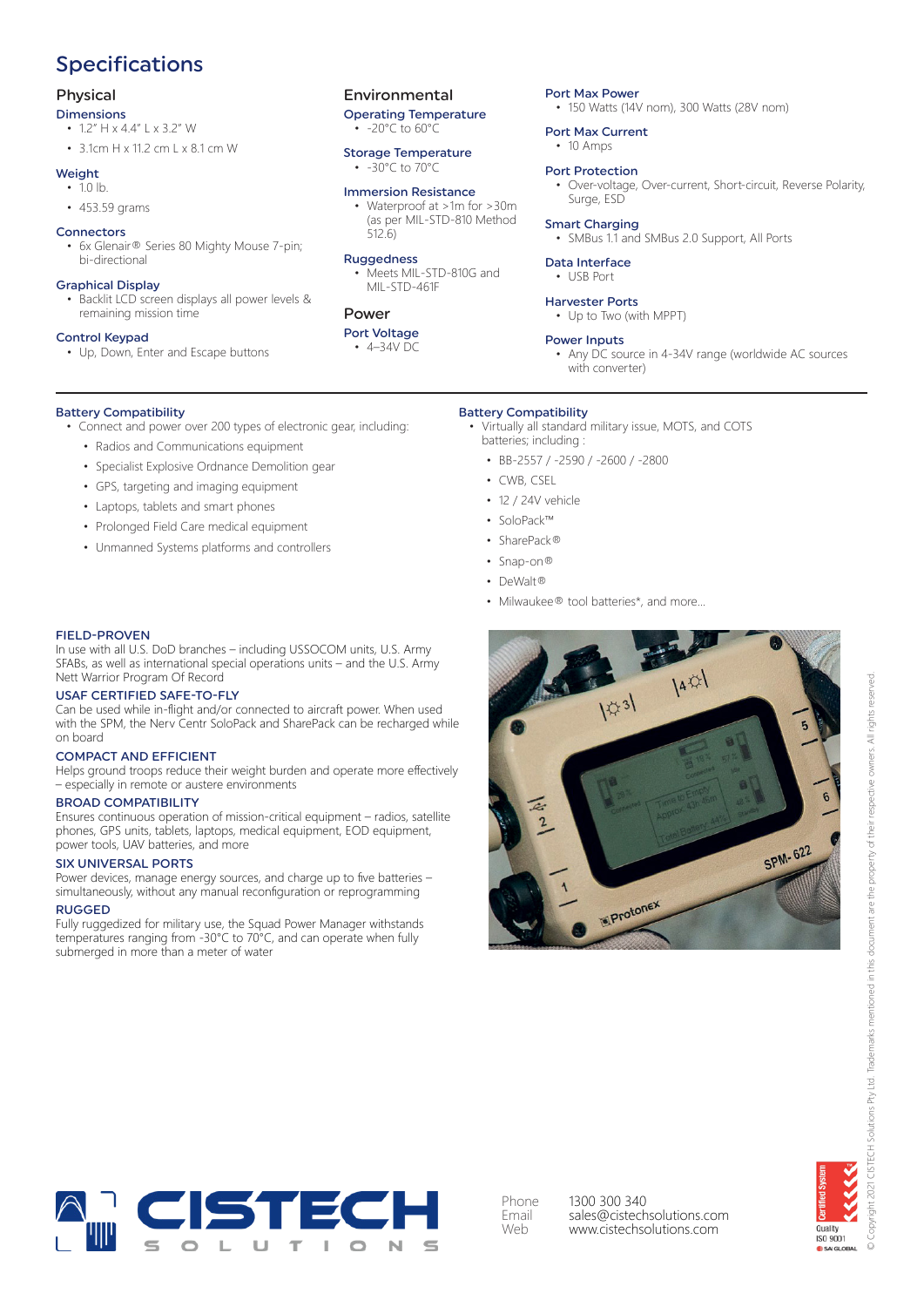# Specifications

## Physical

### Dimensions

- 1.2" H x 4.4" L x 3.2" W
- 3.1cm H x 11.2 cm L x 8.1 cm W

### Weight

- 1.0 lb.
- 453.59 grams

### Connectors

- 6x Glenair® Series 80 Mighty Mouse 7-pin; bi-directional

### Graphical Display

- Backlit LCD screen displays all power levels & remaining mission time

### Control Keypad

- Up, Down, Enter and Escape buttons

## Environmental

### Operating Temperature

- -20°C to 60°C

### Storage Temperature

- -30°C to 70°C

### Immersion Resistance

- Waterproof at >1m for >30m (as per MIL-STD-810 Method 512.6)

### Ruggedness

- Meets MIL-STD-810G and MIL-STD-461F

## Power

### Port Voltage

- 4–34V DC

### Port Max Power

- 150 Watts (14V nom), 300 Watts (28V nom)

### Port Max Current

- 10 Amps

### Port Protection

- Over-voltage, Over-current, Short-circuit, Reverse Polarity, Surge, ESD

### Smart Charging

- SMBus 1.1 and SMBus 2.0 Support, All Ports

### Data Interface

- USB Port

### Harvester Ports

- Up to Two (with MPPT)

### Power Inputs

- Any DC source in 4-34V range (worldwide AC sources with converter)

---

### Battery Compatibility

- Connect and power over 200 types of electronic gear, including:
  - Radios and Communications equipment
  - Specialist Explosive Ordnance Demolition gear
  - GPS, targeting and imaging equipment
  - Laptops, tablets and smart phones
  - Prolonged Field Care medical equipment
  - Unmanned Systems platforms and controllers

### Battery Compatibility

- Virtually all standard military issue, MOTS, and COTS batteries; including :
  - BB-2557 / -2590 / -2600 / -2800
  - CWB, CSEL
  - 12 / 24V vehicle
  - SoloPack™
  - SharePack®
  - Snap-on®
  - DeWalt®
  - Milwaukee® tool batteries*, and more...

### FIELD-PROVEN

In use with all U.S. DoD branches – including USSOCOM units, U.S. Army SFABs, as well as international special operations units – and the U.S. Army Nett Warrior Program Of Record

### USAF CERTIFIED SAFE-TO-FLY

Can be used while in-flight and/or connected to aircraft power. When used with the SPM, the Nerv Centr SoloPack and SharePack can be recharged while on board

### COMPACT AND EFFICIENT

Helps ground troops reduce their weight burden and operate more effectively – especially in remote or austere environments

### BROAD COMPATIBILITY

Ensures continuous operation of mission-critical equipment – radios, satellite phones, GPS units, tablets, laptops, medical equipment, EOD equipment, power tools, UAV batteries, and more

### SIX UNIVERSAL PORTS

Power devices, manage energy sources, and charge up to five batteries – simultaneously, without any manual reconfiguration or reprogramming

### RUGGED

Fully ruggedized for military use, the Squad Power Manager withstands temperatures ranging from -30°C to 70°C, and can operate when fully submerged in more than a meter of water

CISTECH SOLUTIONS

Phone 1300 300 340
Email sales@cistechsolutions.com
Web www.cistechsolutions.com

Certified System Quality ISO 9001 SAI GLOBAL

© Copyright 2021 CISTECH Solutions Pty Ltd. Trademarks mentioned in this document are the property of their respective owners. All rights reserved.